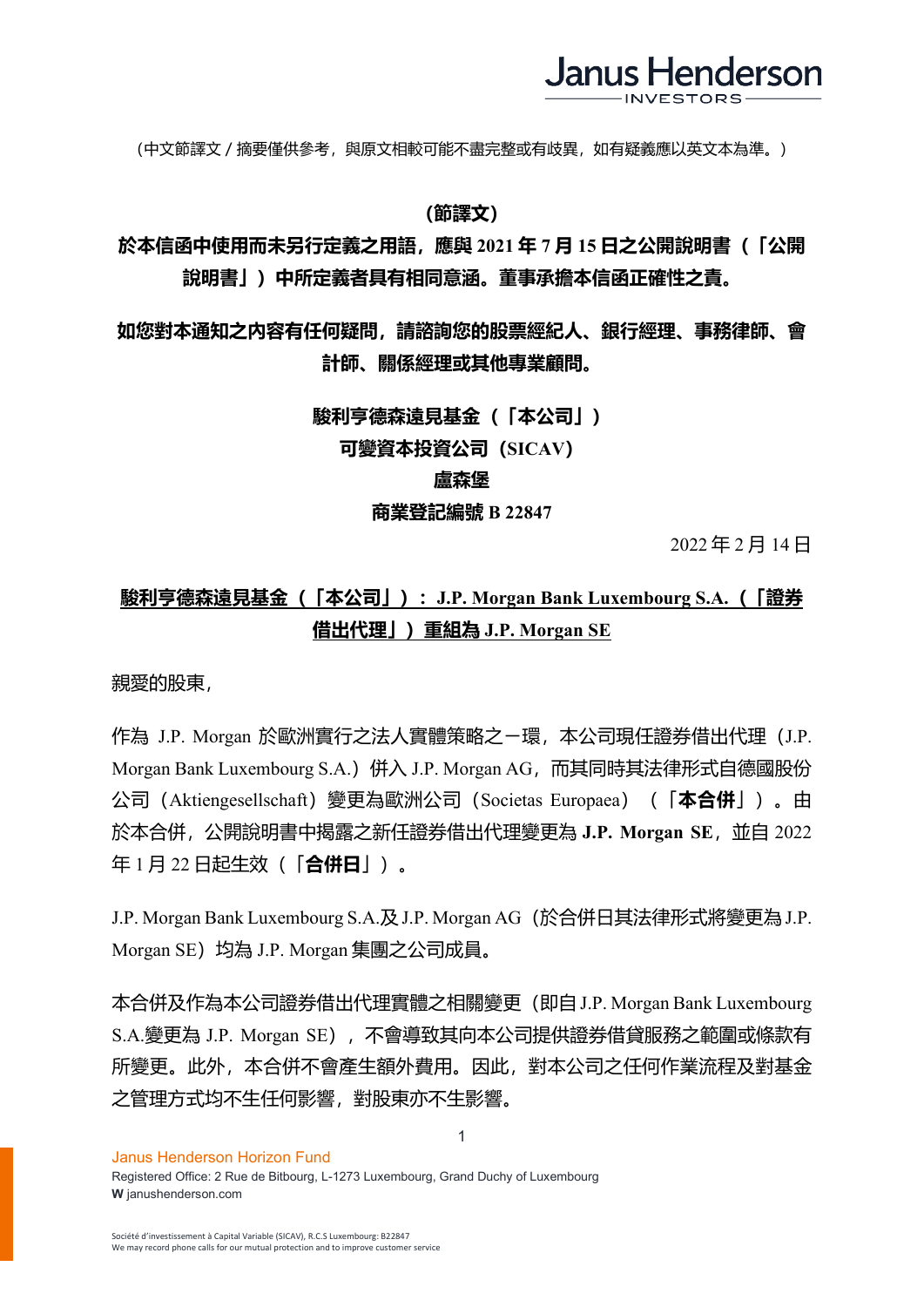（中文節譯文／摘要僅供參考，與原文相較可能不盡完整或有歧異，如有疑義應以英文本為準。）

**(節譯文)**

**於本信函中使用而未另行定義之用語，應與 2021 年 7 月 15 日之公開說明書（「公開說明書」）中所定義者具有相同意涵。董事承擔本信函正確性之責。**

**如您對本通知之內容有任何疑問，請諮詢您的股票經紀人、銀行經理、事務律師、會計師、關係經理或其他專業顧問。**

**駿利亨德森遠見基金（「本公司」）**
**可變資本投資公司（SICAV）**
**盧森堡**
**商業登記編號 B 22847**

2022 年 2 月 14 日

**駿利亨德森遠見基金（「本公司」）：J.P. Morgan Bank Luxembourg S.A.（「證券借出代理」）重組為 J.P. Morgan SE**

親愛的股東，

作為 J.P. Morgan 於歐洲實行之法人實體策略之一環，本公司現任證券借出代理（J.P. Morgan Bank Luxembourg S.A.）併入 J.P. Morgan AG，而其同時其法律形式自德國股份公司（Aktiengesellschaft）變更為歐洲公司（Societas Europaea）（「**本合併**」）。由於本合併，公開說明書中揭露之新任證券借出代理變更為 **J.P. Morgan SE**，並自 2022 年 1 月 22 日起生效（「**合併日**」）。

J.P. Morgan Bank Luxembourg S.A.及 J.P. Morgan AG（於合併日其法律形式將變更為 J.P. Morgan SE）均為 J.P. Morgan 集團之公司成員。

本合併及作為本公司證券借出代理實體之相關變更（即自 J.P. Morgan Bank Luxembourg S.A.變更為 J.P. Morgan SE），不會導致其向本公司提供證券借貸服務之範圍或條款有所變更。此外，本合併不會產生額外費用。因此，對本公司之任何作業流程及對基金之管理方式均不生任何影響，對股東亦不生影響。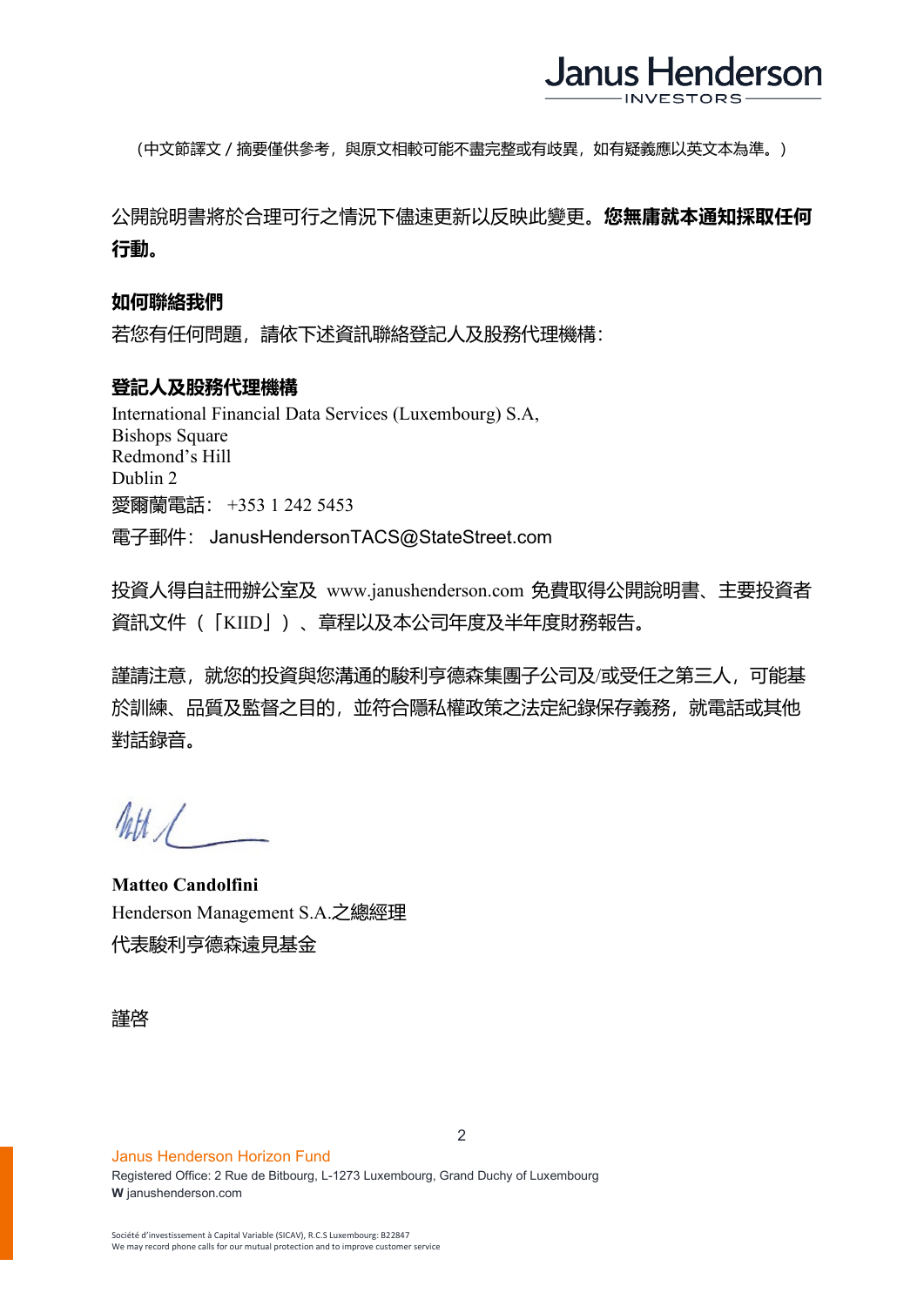（中文節譯文 / 摘要僅供參考，與原文相較可能不盡完整或有歧異，如有疑義應以英文本為準。）

公開說明書將於合理可行之情況下儘速更新以反映此變更。**您無庸就本通知採取任何行動。**

**如何聯絡我們**

若您有任何問題，請依下述資訊聯絡登記人及股務代理機構：

**登記人及股務代理機構**

International Financial Data Services (Luxembourg) S.A,
Bishops Square
Redmond's Hill
Dublin 2
愛爾蘭電話： +353 1 242 5453
電子郵件： JanusHendersonTACS@StateStreet.com

投資人得自註冊辦公室及 www.janushenderson.com 免費取得公開說明書、主要投資者資訊文件（「KIID」）、章程以及本公司年度及半年度財務報告。

謹請注意，就您的投資與您溝通的駿利亨德森集團子公司及/或受任之第三人，可能基於訓練、品質及監督之目的，並符合隱私權政策之法定紀錄保存義務，就電話或其他對話錄音。

**Matteo Candolfini**
Henderson Management S.A.之總經理
代表駿利亨德森遠見基金

謹啓

Janus Henderson Horizon Fund
Registered Office: 2 Rue de Bitbourg, L-1273 Luxembourg, Grand Duchy of Luxembourg
**W** janushenderson.com

Société d'investissement à Capital Variable (SICAV), R.C.S Luxembourg: B22847
We may record phone calls for our mutual protection and to improve customer service